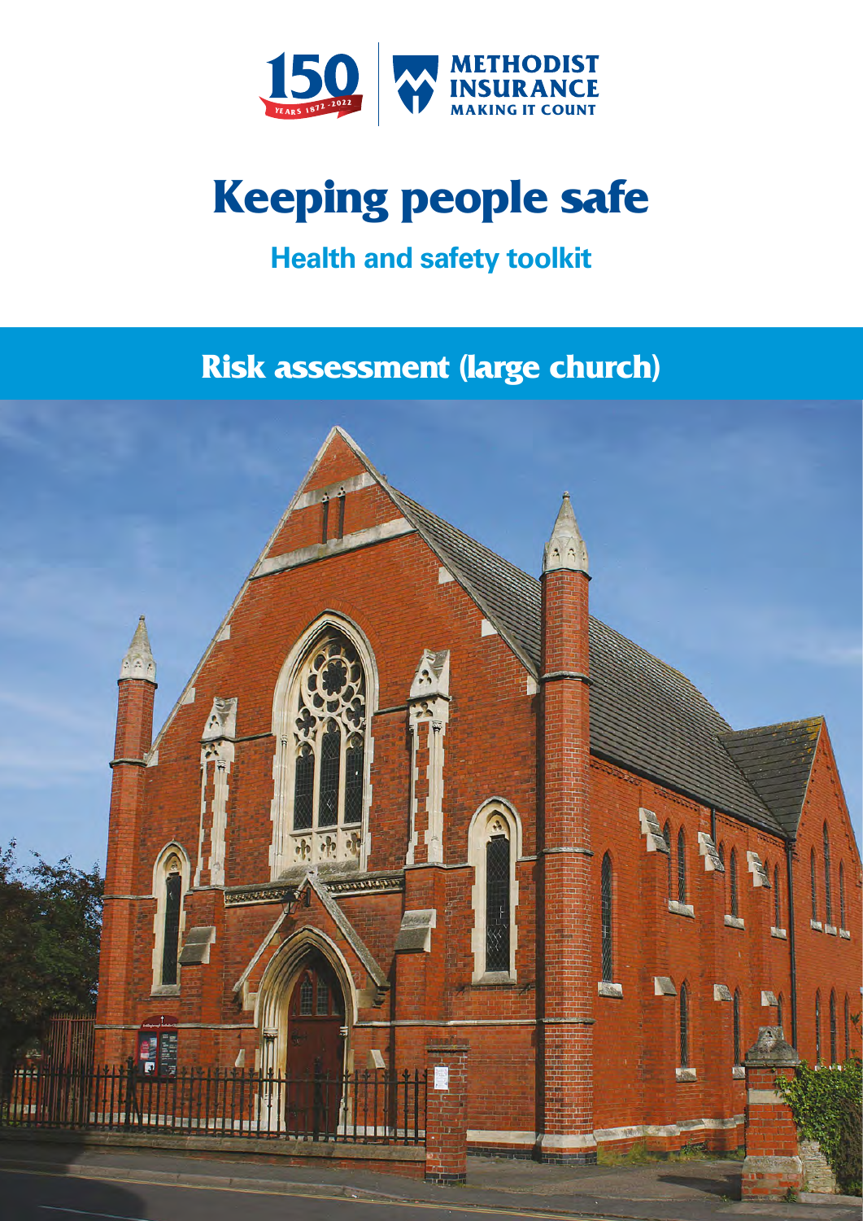150 YEARS 1872 - 2022

METHODIST INSURANCE
MAKING IT COUNT

# Keeping people safe

## Health and safety toolkit

## Risk assessment (large church)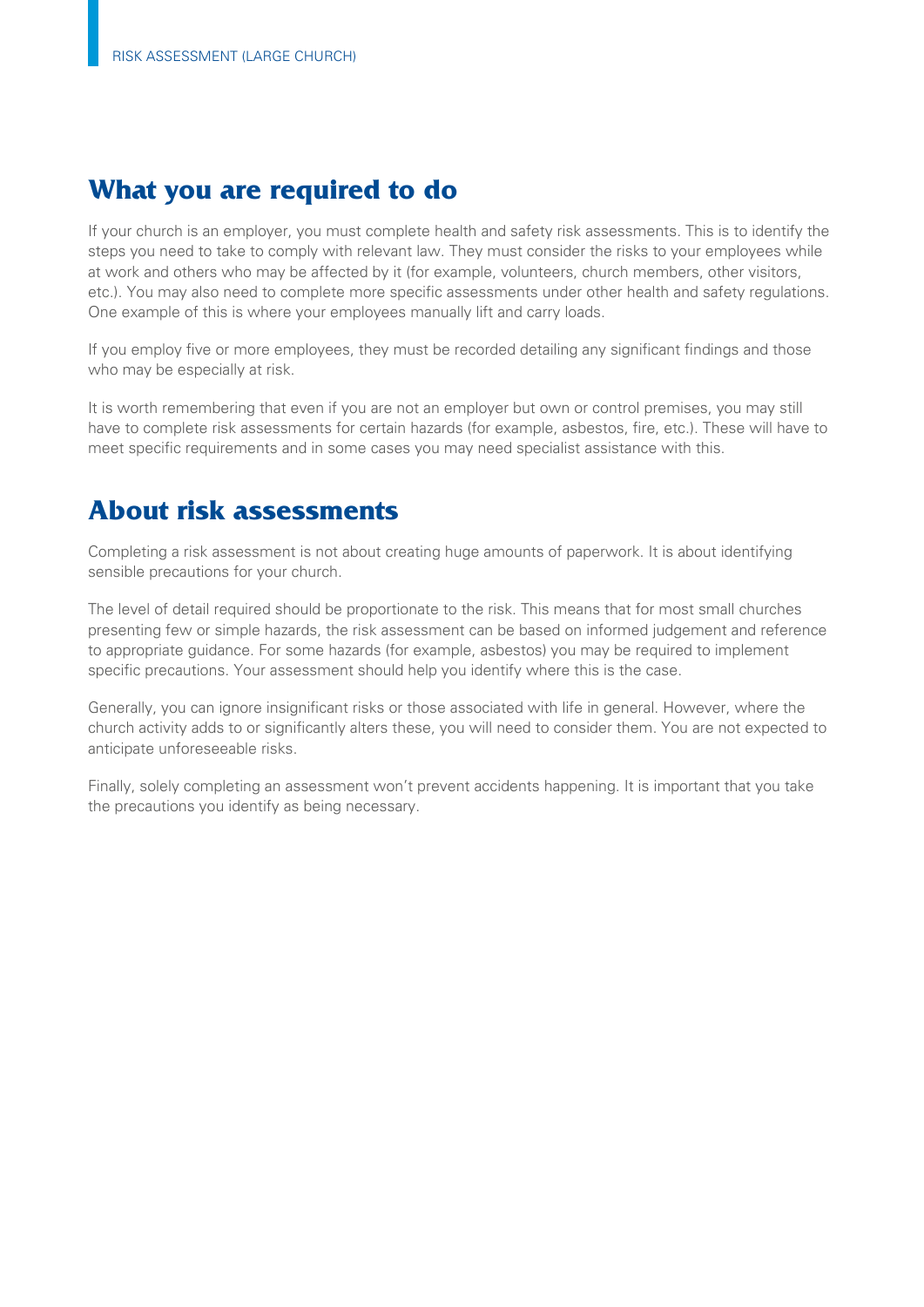## What you are required to do

If your church is an employer, you must complete health and safety risk assessments. This is to identify the steps you need to take to comply with relevant law. They must consider the risks to your employees while at work and others who may be affected by it (for example, volunteers, church members, other visitors, etc.). You may also need to complete more specific assessments under other health and safety regulations. One example of this is where your employees manually lift and carry loads.

If you employ five or more employees, they must be recorded detailing any significant findings and those who may be especially at risk.

It is worth remembering that even if you are not an employer but own or control premises, you may still have to complete risk assessments for certain hazards (for example, asbestos, fire, etc.). These will have to meet specific requirements and in some cases you may need specialist assistance with this.

## About risk assessments

Completing a risk assessment is not about creating huge amounts of paperwork. It is about identifying sensible precautions for your church.

The level of detail required should be proportionate to the risk. This means that for most small churches presenting few or simple hazards, the risk assessment can be based on informed judgement and reference to appropriate guidance. For some hazards (for example, asbestos) you may be required to implement specific precautions. Your assessment should help you identify where this is the case.

Generally, you can ignore insignificant risks or those associated with life in general. However, where the church activity adds to or significantly alters these, you will need to consider them. You are not expected to anticipate unforeseeable risks.

Finally, solely completing an assessment won't prevent accidents happening. It is important that you take the precautions you identify as being necessary.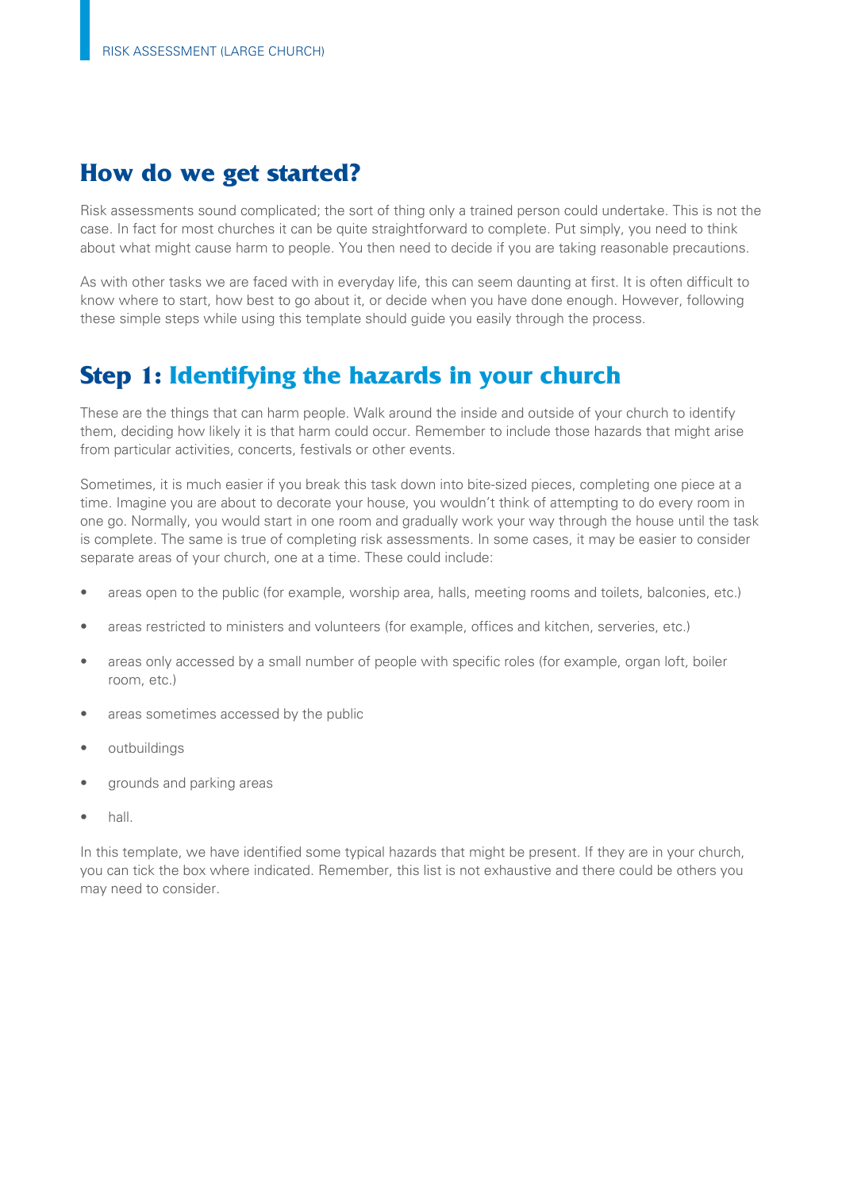## How do we get started?

Risk assessments sound complicated; the sort of thing only a trained person could undertake. This is not the case. In fact for most churches it can be quite straightforward to complete. Put simply, you need to think about what might cause harm to people. You then need to decide if you are taking reasonable precautions.

As with other tasks we are faced with in everyday life, this can seem daunting at first. It is often difficult to know where to start, how best to go about it, or decide when you have done enough. However, following these simple steps while using this template should guide you easily through the process.

## Step 1: Identifying the hazards in your church

These are the things that can harm people. Walk around the inside and outside of your church to identify them, deciding how likely it is that harm could occur. Remember to include those hazards that might arise from particular activities, concerts, festivals or other events.

Sometimes, it is much easier if you break this task down into bite-sized pieces, completing one piece at a time. Imagine you are about to decorate your house, you wouldn't think of attempting to do every room in one go. Normally, you would start in one room and gradually work your way through the house until the task is complete. The same is true of completing risk assessments. In some cases, it may be easier to consider separate areas of your church, one at a time. These could include:

- areas open to the public (for example, worship area, halls, meeting rooms and toilets, balconies, etc.)
- areas restricted to ministers and volunteers (for example, offices and kitchen, serveries, etc.)
- areas only accessed by a small number of people with specific roles (for example, organ loft, boiler room, etc.)
- areas sometimes accessed by the public
- outbuildings
- grounds and parking areas
- hall.

In this template, we have identified some typical hazards that might be present. If they are in your church, you can tick the box where indicated. Remember, this list is not exhaustive and there could be others you may need to consider.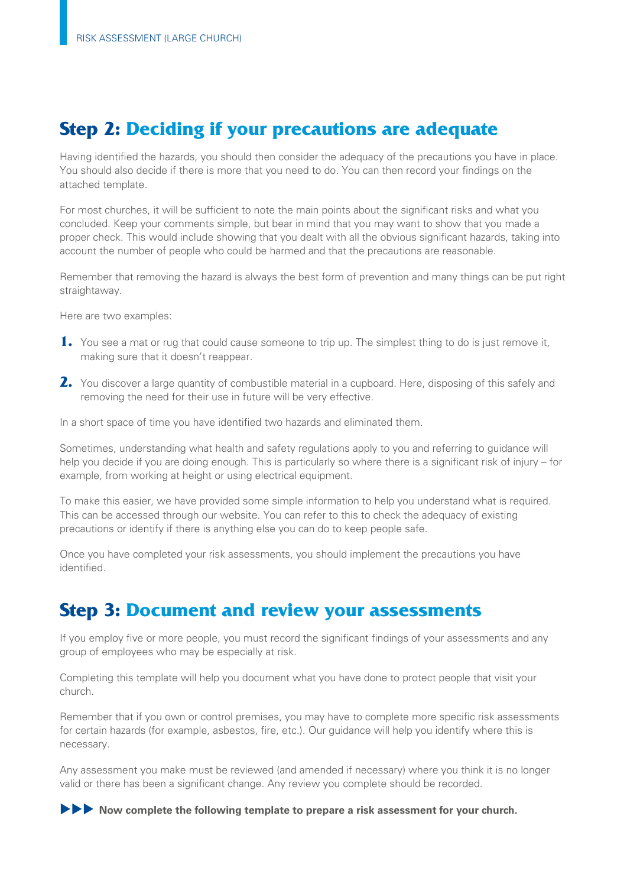## Step 2: Deciding if your precautions are adequate

Having identified the hazards, you should then consider the adequacy of the precautions you have in place. You should also decide if there is more that you need to do. You can then record your findings on the attached template.

For most churches, it will be sufficient to note the main points about the significant risks and what you concluded. Keep your comments simple, but bear in mind that you may want to show that you made a proper check. This would include showing that you dealt with all the obvious significant hazards, taking into account the number of people who could be harmed and that the precautions are reasonable.

Remember that removing the hazard is always the best form of prevention and many things can be put right straightaway.

Here are two examples:

1. You see a mat or rug that could cause someone to trip up. The simplest thing to do is just remove it, making sure that it doesn't reappear.
2. You discover a large quantity of combustible material in a cupboard. Here, disposing of this safely and removing the need for their use in future will be very effective.

In a short space of time you have identified two hazards and eliminated them.

Sometimes, understanding what health and safety regulations apply to you and referring to guidance will help you decide if you are doing enough. This is particularly so where there is a significant risk of injury – for example, from working at height or using electrical equipment.

To make this easier, we have provided some simple information to help you understand what is required. This can be accessed through our website. You can refer to this to check the adequacy of existing precautions or identify if there is anything else you can do to keep people safe.

Once you have completed your risk assessments, you should implement the precautions you have identified.

## Step 3: Document and review your assessments

If you employ five or more people, you must record the significant findings of your assessments and any group of employees who may be especially at risk.

Completing this template will help you document what you have done to protect people that visit your church.

Remember that if you own or control premises, you may have to complete more specific risk assessments for certain hazards (for example, asbestos, fire, etc.). Our guidance will help you identify where this is necessary.

Any assessment you make must be reviewed (and amended if necessary) where you think it is no longer valid or there has been a significant change. Any review you complete should be recorded.

▶▶▶ **Now complete the following template to prepare a risk assessment for your church.**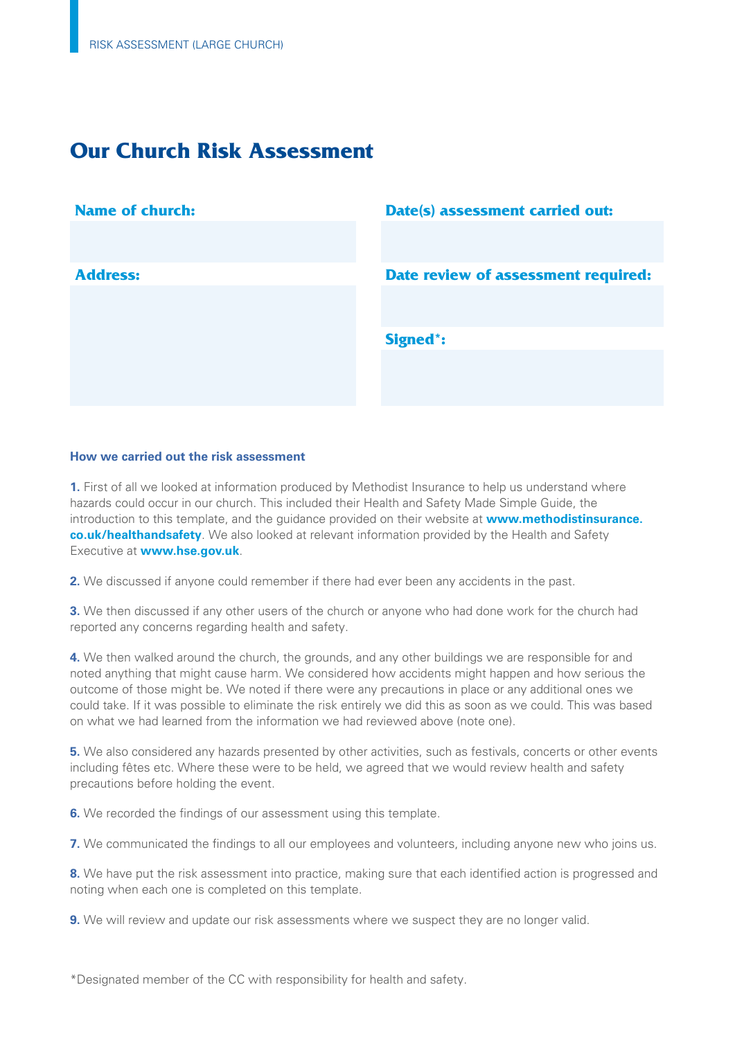# Our Church Risk Assessment

| Name of church: | Date(s) assessment carried out: |
| --- | --- |
| | |
| **Address:** | **Date review of assessment required:** |
| | |
| | **Signed*:** |
| | |

### How we carried out the risk assessment

**1.** First of all we looked at information produced by Methodist Insurance to help us understand where hazards could occur in our church. This included their Health and Safety Made Simple Guide, the introduction to this template, and the guidance provided on their website at **www.methodistinsurance.co.uk/healthandsafety**. We also looked at relevant information provided by the Health and Safety Executive at **www.hse.gov.uk**.

**2.** We discussed if anyone could remember if there had ever been any accidents in the past.

**3.** We then discussed if any other users of the church or anyone who had done work for the church had reported any concerns regarding health and safety.

**4.** We then walked around the church, the grounds, and any other buildings we are responsible for and noted anything that might cause harm. We considered how accidents might happen and how serious the outcome of those might be. We noted if there were any precautions in place or any additional ones we could take. If it was possible to eliminate the risk entirely we did this as soon as we could. This was based on what we had learned from the information we had reviewed above (note one).

**5.** We also considered any hazards presented by other activities, such as festivals, concerts or other events including fêtes etc. Where these were to be held, we agreed that we would review health and safety precautions before holding the event.

**6.** We recorded the findings of our assessment using this template.

**7.** We communicated the findings to all our employees and volunteers, including anyone new who joins us.

**8.** We have put the risk assessment into practice, making sure that each identified action is progressed and noting when each one is completed on this template.

**9.** We will review and update our risk assessments where we suspect they are no longer valid.

*Designated member of the CC with responsibility for health and safety.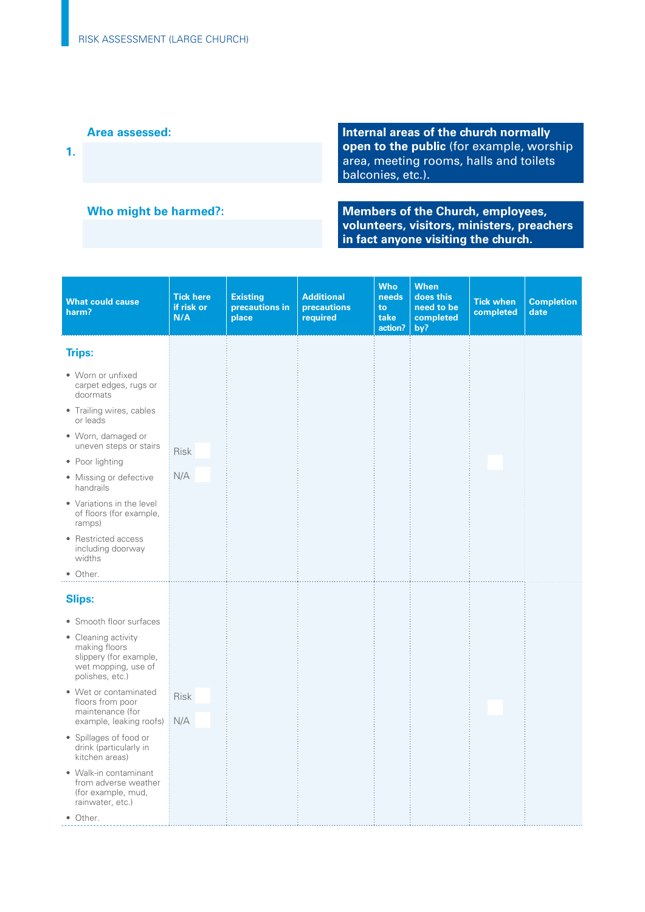**Area assessed:**

**1.**

**Internal areas of the church normally open to the public** (for example, worship area, meeting rooms, halls and toilets balconies, etc.).

**Who might be harmed?:**

**Members of the Church, employees, volunteers, visitors, ministers, preachers in fact anyone visiting the church.**

| What could cause harm? | Tick here if risk or N/A | Existing precautions in place | Additional precautions required | Who needs to take action? | When does this need to be completed by? | Tick when completed | Completion date |
|---|---|---|---|---|---|---|---|
| **Trips:**<br>• Worn or unfixed carpet edges, rugs or doormats<br>• Trailing wires, cables or leads<br>• Worn, damaged or uneven steps or stairs<br>• Poor lighting<br>• Missing or defective handrails<br>• Variations in the level of floors (for example, ramps)<br>• Restricted access including doorway widths<br>• Other. | Risk ☐<br>N/A ☐ | | | | | ☐ | |
| **Slips:**<br>• Smooth floor surfaces<br>• Cleaning activity making floors slippery (for example, wet mopping, use of polishes, etc.)<br>• Wet or contaminated floors from poor maintenance (for example, leaking roofs)<br>• Spillages of food or drink (particularly in kitchen areas)<br>• Walk-in contaminant from adverse weather (for example, mud, rainwater, etc.)<br>• Other. | Risk ☐<br>N/A ☐ | | | | | ☐ | |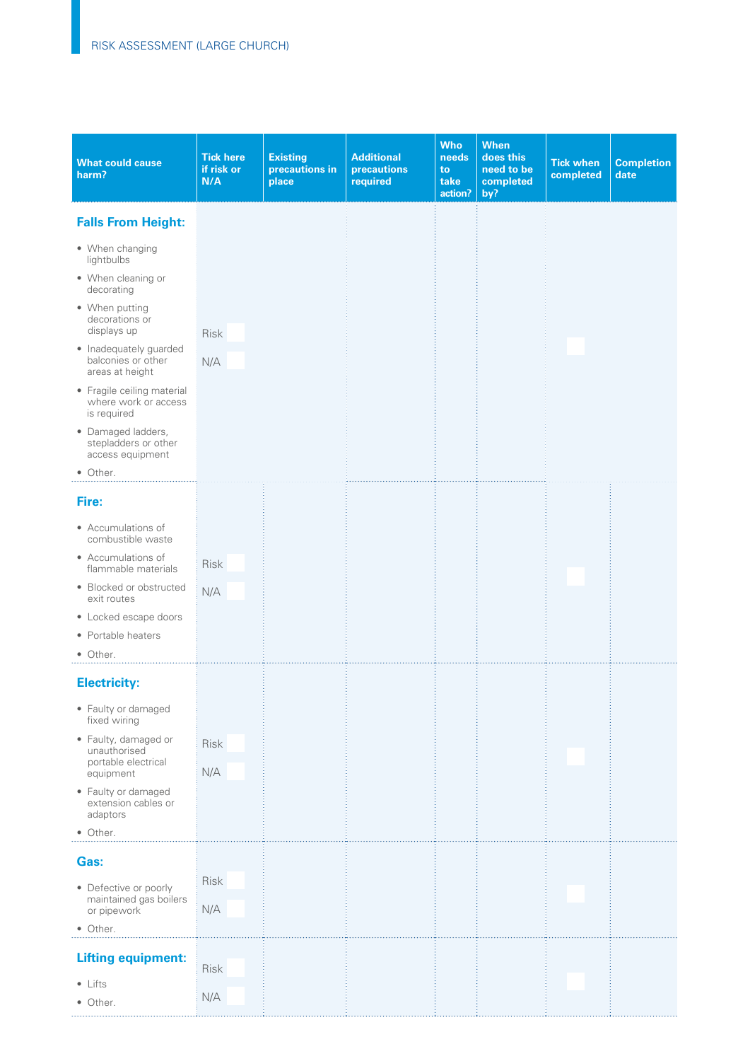| What could cause harm? | Tick here if risk or N/A | Existing precautions in place | Additional precautions required | Who needs to take action? | When does this need to be completed by? | Tick when completed | Completion date |
|---|---|---|---|---|---|---|---|
| **Falls From Height:**<br>• When changing lightbulbs<br>• When cleaning or decorating<br>• When putting decorations or displays up<br>• Inadequately guarded balconies or other areas at height<br>• Fragile ceiling material where work or access is required<br>• Damaged ladders, stepladders or other access equipment<br>• Other. | Risk ☐<br>N/A ☐ | | | | | ☐ | |
| **Fire:**<br>• Accumulations of combustible waste<br>• Accumulations of flammable materials<br>• Blocked or obstructed exit routes<br>• Locked escape doors<br>• Portable heaters<br>• Other. | Risk ☐<br>N/A ☐ | | | | | ☐ | |
| **Electricity:**<br>• Faulty or damaged fixed wiring<br>• Faulty, damaged or unauthorised portable electrical equipment<br>• Faulty or damaged extension cables or adaptors<br>• Other. | Risk ☐<br>N/A ☐ | | | | | ☐ | |
| **Gas:**<br>• Defective or poorly maintained gas boilers or pipework<br>• Other. | Risk ☐<br>N/A ☐ | | | | | ☐ | |
| **Lifting equipment:**<br>• Lifts<br>• Other. | Risk ☐<br>N/A ☐ | | | | | ☐ | |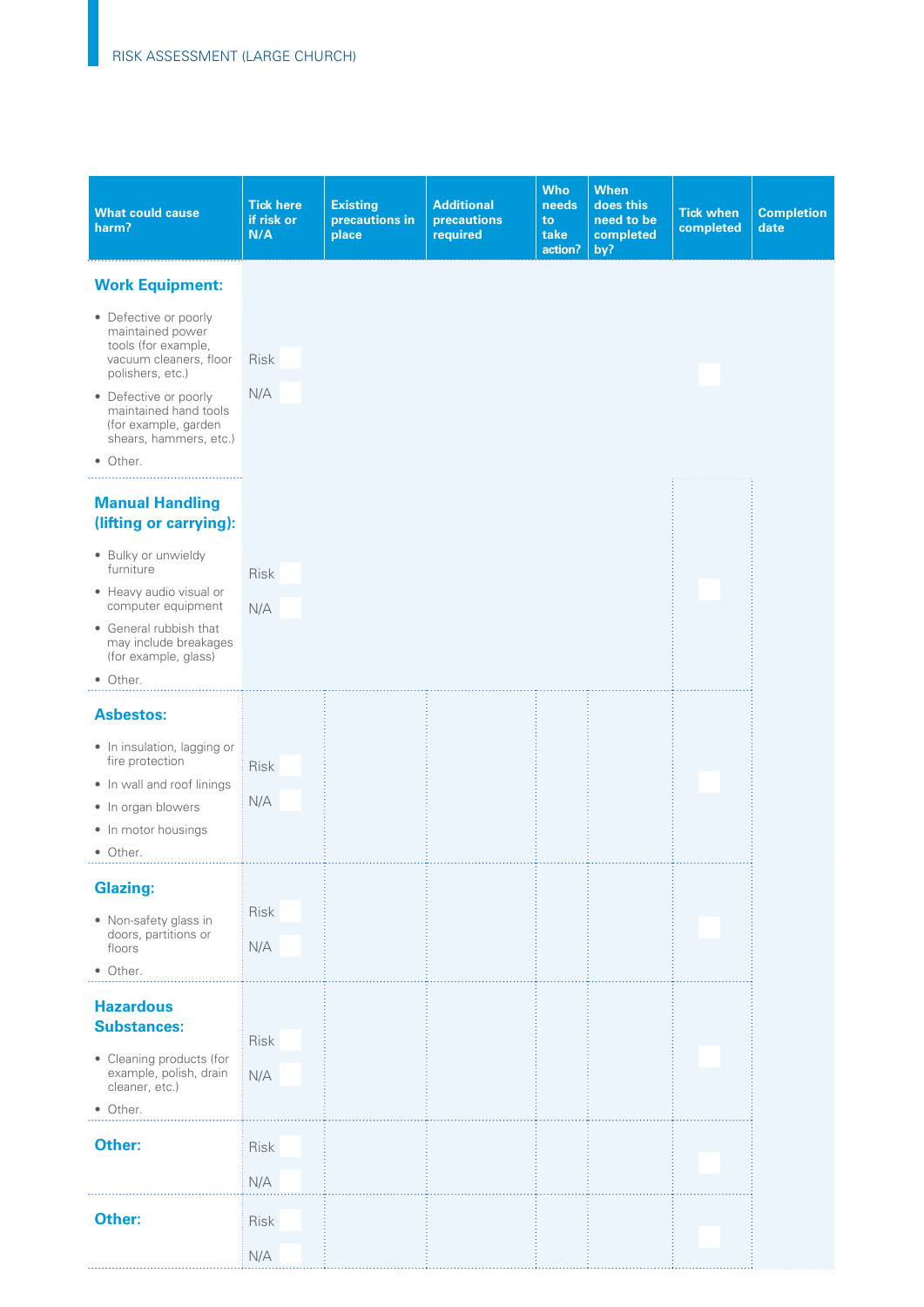| What could cause harm? | Tick here if risk or N/A | Existing precautions in place | Additional precautions required | Who needs to take action? | When does this need to be completed by? | Tick when completed | Completion date |
|---|---|---|---|---|---|---|---|
| **Work Equipment:**<br>• Defective or poorly maintained power tools (for example, vacuum cleaners, floor polishers, etc.)<br>• Defective or poorly maintained hand tools (for example, garden shears, hammers, etc.)<br>• Other. | Risk ☐<br>N/A ☐ | | | | | ☐ | |
| **Manual Handling (lifting or carrying):**<br>• Bulky or unwieldy furniture<br>• Heavy audio visual or computer equipment<br>• General rubbish that may include breakages (for example, glass)<br>• Other. | Risk ☐<br>N/A ☐ | | | | | ☐ | |
| **Asbestos:**<br>• In insulation, lagging or fire protection<br>• In wall and roof linings<br>• In organ blowers<br>• In motor housings<br>• Other. | Risk ☐<br>N/A ☐ | | | | | ☐ | |
| **Glazing:**<br>• Non-safety glass in doors, partitions or floors<br>• Other. | Risk ☐<br>N/A ☐ | | | | | ☐ | |
| **Hazardous Substances:**<br>• Cleaning products (for example, polish, drain cleaner, etc.)<br>• Other. | Risk ☐<br>N/A ☐ | | | | | ☐ | |
| **Other:** | Risk ☐<br>N/A ☐ | | | | | ☐ | |
| **Other:** | Risk ☐<br>N/A ☐ | | | | | ☐ | |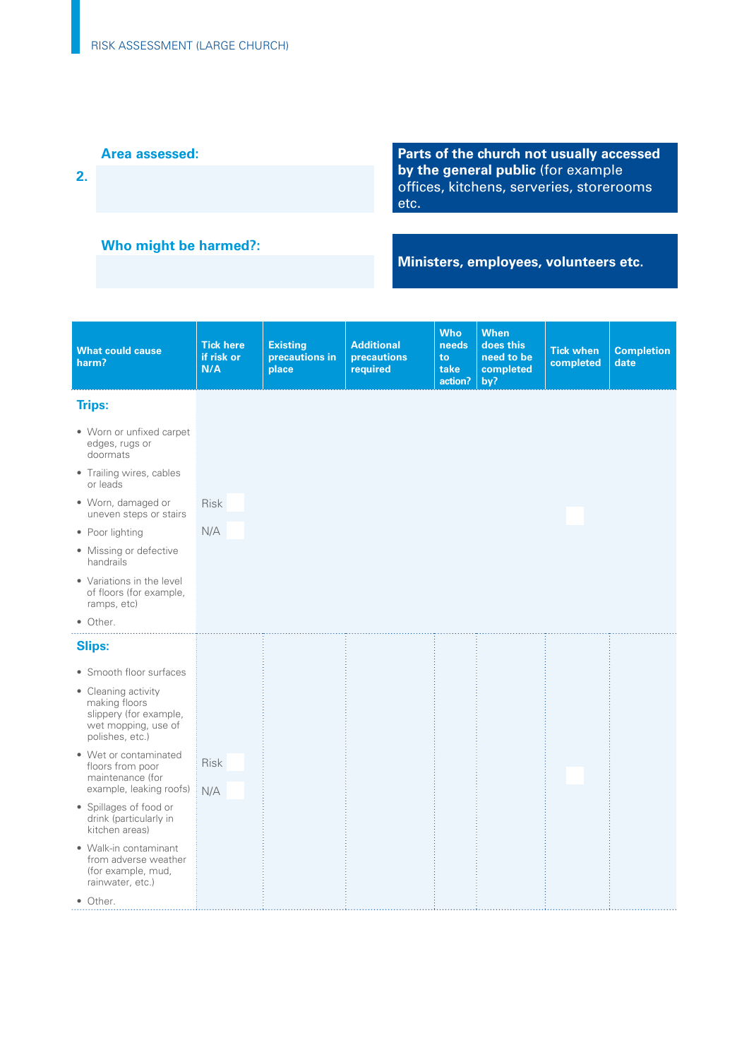**2.**

**Area assessed:**

**Parts of the church not usually accessed by the general public** (for example offices, kitchens, serveries, storerooms etc.

**Who might be harmed?:**

**Ministers, employees, volunteers etc.**

| What could cause harm? | Tick here if risk or N/A | Existing precautions in place | Additional precautions required | Who needs to take action? | When does this need to be completed by? | Tick when completed | Completion date |
|---|---|---|---|---|---|---|---|
| **Trips:**<br>• Worn or unfixed carpet edges, rugs or doormats<br>• Trailing wires, cables or leads<br>• Worn, damaged or uneven steps or stairs<br>• Poor lighting<br>• Missing or defective handrails<br>• Variations in the level of floors (for example, ramps, etc)<br>• Other. | Risk<br>N/A | | | | | | |
| **Slips:**<br>• Smooth floor surfaces<br>• Cleaning activity making floors slippery (for example, wet mopping, use of polishes, etc.)<br>• Wet or contaminated floors from poor maintenance (for example, leaking roofs)<br>• Spillages of food or drink (particularly in kitchen areas)<br>• Walk-in contaminant from adverse weather (for example, mud, rainwater, etc.)<br>• Other. | Risk<br>N/A | | | | | | |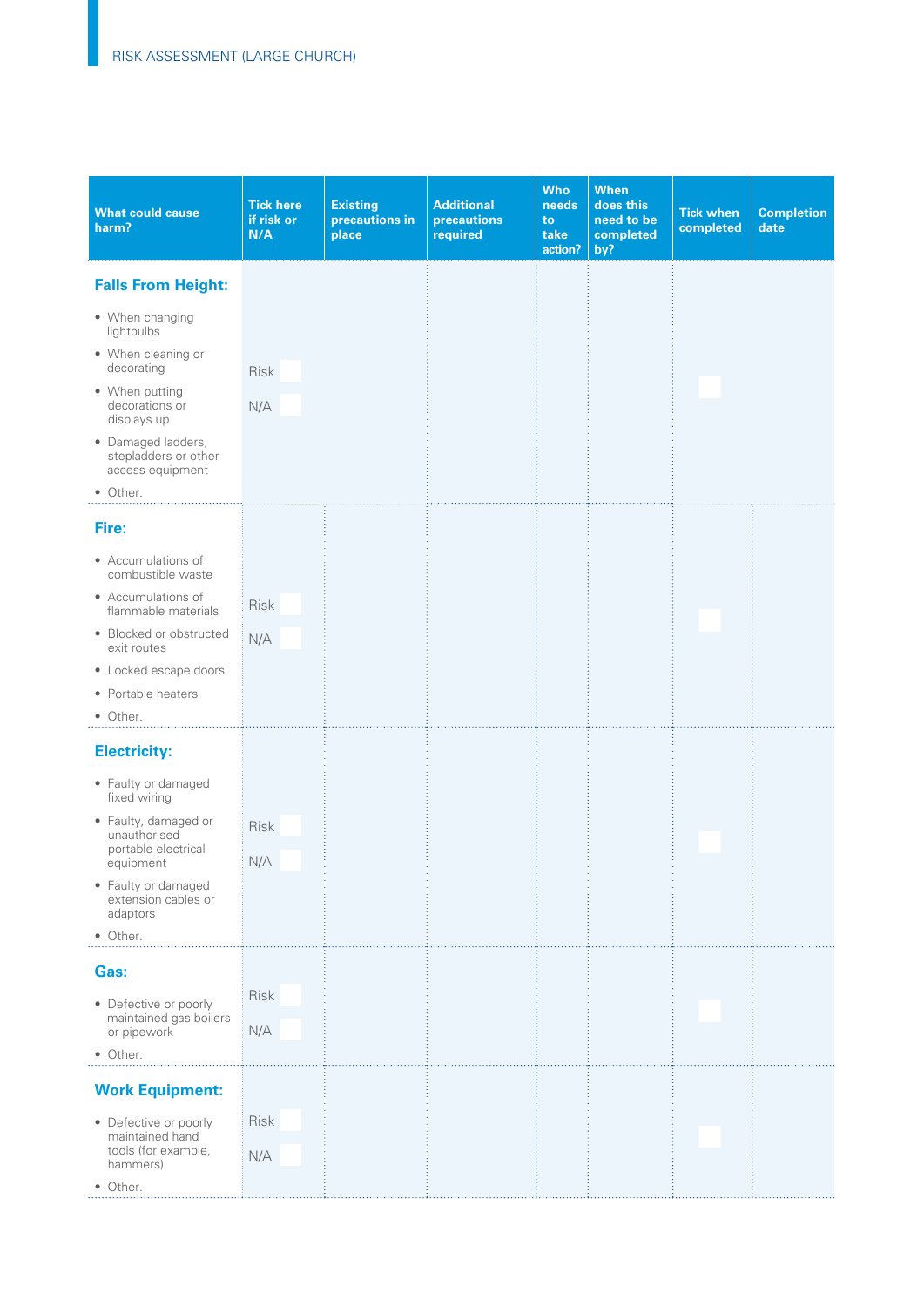| What could cause harm? | Tick here if risk or N/A | Existing precautions in place | Additional precautions required | Who needs to take action? | When does this need to be completed by? | Tick when completed | Completion date |
|---|---|---|---|---|---|---|---|
| **Falls From Height:**<br>• When changing lightbulbs<br>• When cleaning or decorating<br>• When putting decorations or displays up<br>• Damaged ladders, stepladders or other access equipment<br>• Other. | Risk ☐<br>N/A ☐ | | | | | ☐ | |
| **Fire:**<br>• Accumulations of combustible waste<br>• Accumulations of flammable materials<br>• Blocked or obstructed exit routes<br>• Locked escape doors<br>• Portable heaters<br>• Other. | Risk ☐<br>N/A ☐ | | | | | ☐ | |
| **Electricity:**<br>• Faulty or damaged fixed wiring<br>• Faulty, damaged or unauthorised portable electrical equipment<br>• Faulty or damaged extension cables or adaptors<br>• Other. | Risk ☐<br>N/A ☐ | | | | | ☐ | |
| **Gas:**<br>• Defective or poorly maintained gas boilers or pipework<br>• Other. | Risk ☐<br>N/A ☐ | | | | | ☐ | |
| **Work Equipment:**<br>• Defective or poorly maintained hand tools (for example, hammers)<br>• Other. | Risk ☐<br>N/A ☐ | | | | | ☐ | |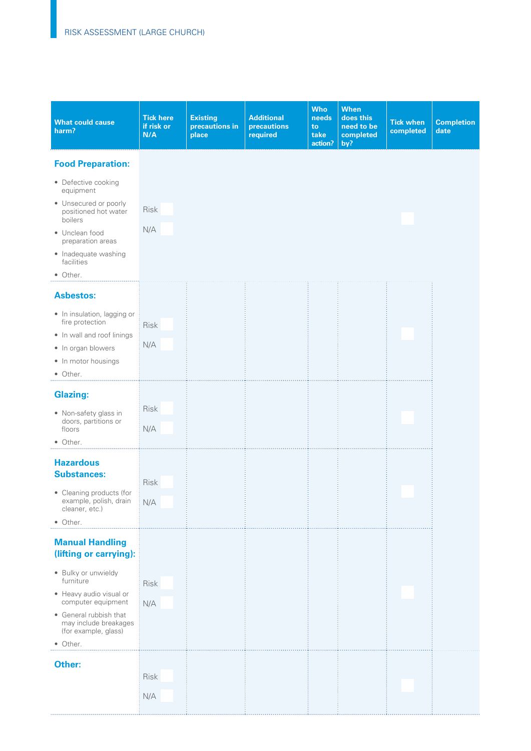| What could cause harm? | Tick here if risk or N/A | Existing precautions in place | Additional precautions required | Who needs to take action? | When does this need to be completed by? | Tick when completed | Completion date |
|---|---|---|---|---|---|---|---|
| **Food Preparation:**<br>• Defective cooking equipment<br>• Unsecured or poorly positioned hot water boilers<br>• Unclean food preparation areas<br>• Inadequate washing facilities<br>• Other. | Risk ☐<br>N/A ☐ | | | | | ☐ | |
| **Asbestos:**<br>• In insulation, lagging or fire protection<br>• In wall and roof linings<br>• In organ blowers<br>• In motor housings<br>• Other. | Risk ☐<br>N/A ☐ | | | | | ☐ | |
| **Glazing:**<br>• Non-safety glass in doors, partitions or floors<br>• Other. | Risk ☐<br>N/A ☐ | | | | | ☐ | |
| **Hazardous Substances:**<br>• Cleaning products (for example, polish, drain cleaner, etc.)<br>• Other. | Risk ☐<br>N/A ☐ | | | | | ☐ | |
| **Manual Handling (lifting or carrying):**<br>• Bulky or unwieldy furniture<br>• Heavy audio visual or computer equipment<br>• General rubbish that may include breakages (for example, glass)<br>• Other. | Risk ☐<br>N/A ☐ | | | | | ☐ | |
| **Other:** | Risk ☐<br>N/A ☐ | | | | | ☐ | |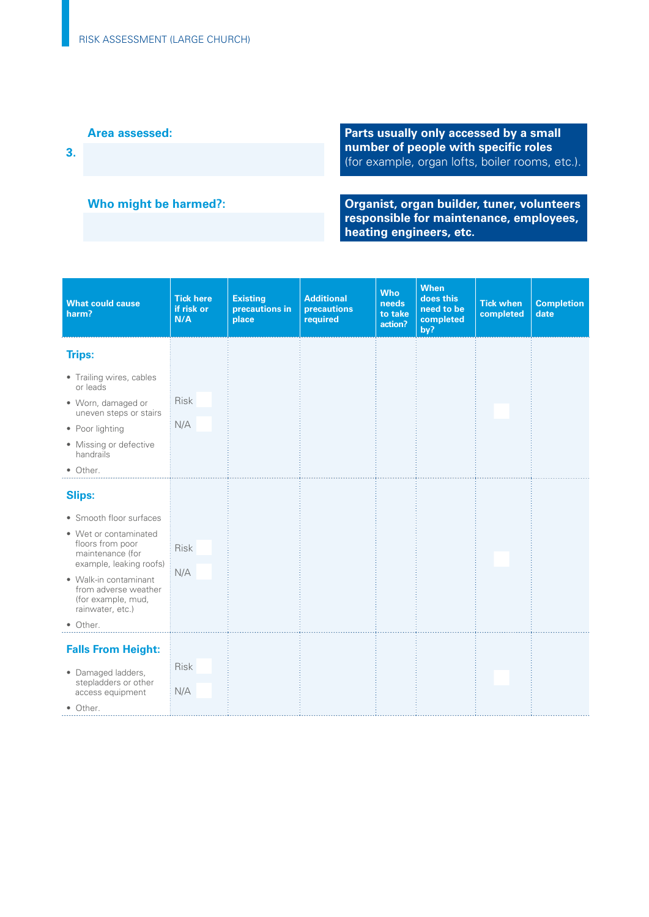**3.** **Area assessed:**

**Parts usually only accessed by a small number of people with specific roles** (for example, organ lofts, boiler rooms, etc.).

**Who might be harmed?:**

**Organist, organ builder, tuner, volunteers responsible for maintenance, employees, heating engineers, etc.**

| What could cause harm? | Tick here if risk or N/A | Existing precautions in place | Additional precautions required | Who needs to take action? | When does this need to be completed by? | Tick when completed | Completion date |
|---|---|---|---|---|---|---|---|
| **Trips:**<br>• Trailing wires, cables or leads<br>• Worn, damaged or uneven steps or stairs<br>• Poor lighting<br>• Missing or defective handrails<br>• Other. | Risk ☐<br>N/A ☐ | | | | | ☐ | |
| **Slips:**<br>• Smooth floor surfaces<br>• Wet or contaminated floors from poor maintenance (for example, leaking roofs)<br>• Walk-in contaminant from adverse weather (for example, mud, rainwater, etc.)<br>• Other. | Risk ☐<br>N/A ☐ | | | | | ☐ | |
| **Falls From Height:**<br>• Damaged ladders, stepladders or other access equipment<br>• Other. | Risk ☐<br>N/A ☐ | | | | | ☐ | |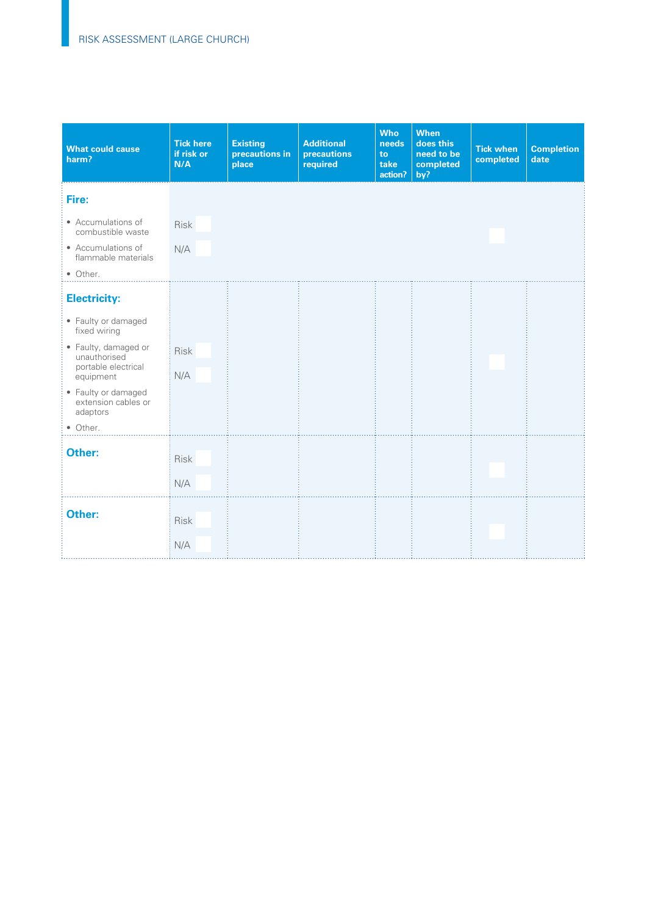| What could cause harm? | Tick here if risk or N/A | Existing precautions in place | Additional precautions required | Who needs to take action? | When does this need to be completed by? | Tick when completed | Completion date |
|---|---|---|---|---|---|---|---|
| **Fire:**<br>• Accumulations of combustible waste<br>• Accumulations of flammable materials<br>• Other. | Risk ☐<br>N/A ☐ | | | | | ☐ | |
| **Electricity:**<br>• Faulty or damaged fixed wiring<br>• Faulty, damaged or unauthorised portable electrical equipment<br>• Faulty or damaged extension cables or adaptors<br>• Other. | Risk ☐<br>N/A ☐ | | | | | ☐ | |
| **Other:** | Risk ☐<br>N/A ☐ | | | | | ☐ | |
| **Other:** | Risk ☐<br>N/A ☐ | | | | | ☐ | |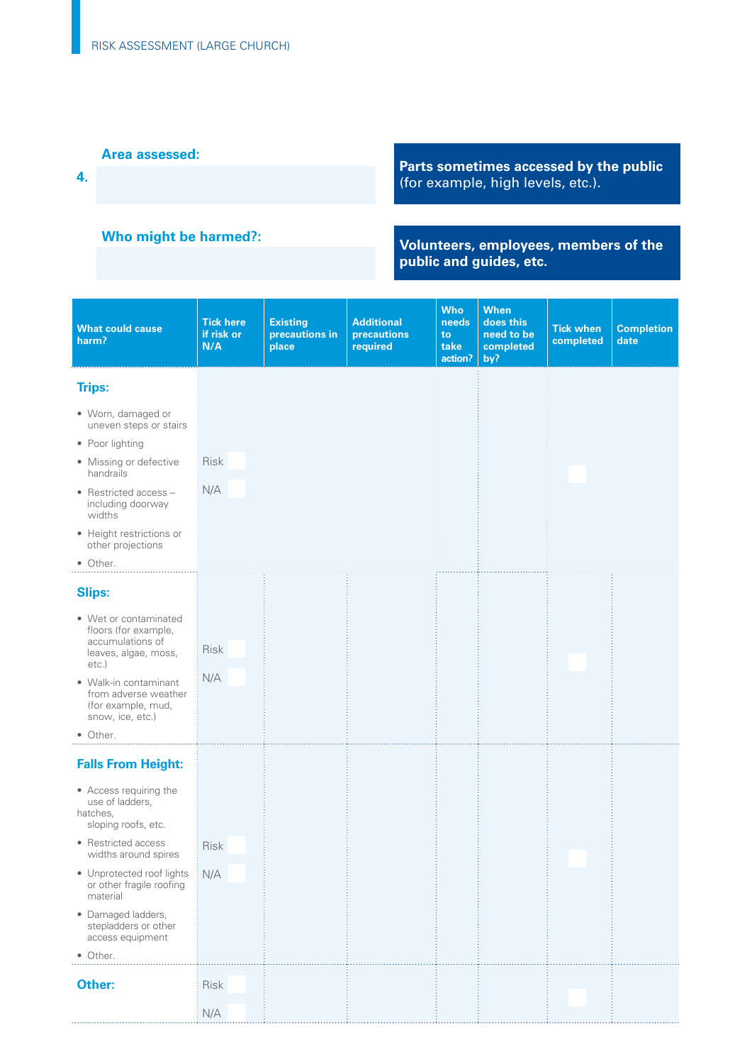**Area assessed:**

**4.** Parts sometimes accessed by the public (for example, high levels, etc.).

**Who might be harmed?:**

Volunteers, employees, members of the public and guides, etc.

| What could cause harm? | Tick here if risk or N/A | Existing precautions in place | Additional precautions required | Who needs to take action? | When does this need to be completed by? | Tick when completed | Completion date |
|---|---|---|---|---|---|---|---|
| **Trips:**<br>• Worn, damaged or uneven steps or stairs<br>• Poor lighting<br>• Missing or defective handrails<br>• Restricted access – including doorway widths<br>• Height restrictions or other projections<br>• Other. | Risk<br>N/A | | | | | | |
| **Slips:**<br>• Wet or contaminated floors (for example, accumulations of leaves, algae, moss, etc.)<br>• Walk-in contaminant from adverse weather (for example, mud, snow, ice, etc.)<br>• Other. | Risk<br>N/A | | | | | | |
| **Falls From Height:**<br>• Access requiring the use of ladders, hatches, sloping roofs, etc.<br>• Restricted access widths around spires<br>• Unprotected roof lights or other fragile roofing material<br>• Damaged ladders, stepladders or other access equipment<br>• Other. | Risk<br>N/A | | | | | | |
| **Other:** | Risk<br>N/A | | | | | | |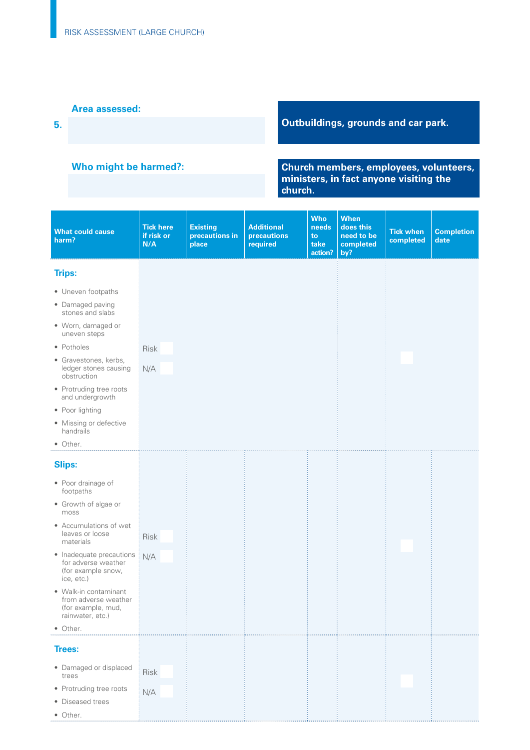**5.** **Area assessed:** Outbuildings, grounds and car park.

**Who might be harmed?:** Church members, employees, volunteers, ministers, in fact anyone visiting the church.

| What could cause harm? | Tick here if risk or N/A | Existing precautions in place | Additional precautions required | Who needs to take action? | When does this need to be completed by? | Tick when completed | Completion date |
|---|---|---|---|---|---|---|---|
| **Trips:**<br>• Uneven footpaths<br>• Damaged paving stones and slabs<br>• Worn, damaged or uneven steps<br>• Potholes<br>• Gravestones, kerbs, ledger stones causing obstruction<br>• Protruding tree roots and undergrowth<br>• Poor lighting<br>• Missing or defective handrails<br>• Other. | Risk ☐<br>N/A ☐ | | | | | ☐ | |
| **Slips:**<br>• Poor drainage of footpaths<br>• Growth of algae or moss<br>• Accumulations of wet leaves or loose materials<br>• Inadequate precautions for adverse weather (for example snow, ice, etc.)<br>• Walk-in contaminant from adverse weather (for example, mud, rainwater, etc.)<br>• Other. | Risk ☐<br>N/A ☐ | | | | | ☐ | |
| **Trees:**<br>• Damaged or displaced trees<br>• Protruding tree roots<br>• Diseased trees<br>• Other. | Risk ☐<br>N/A ☐ | | | | | ☐ | |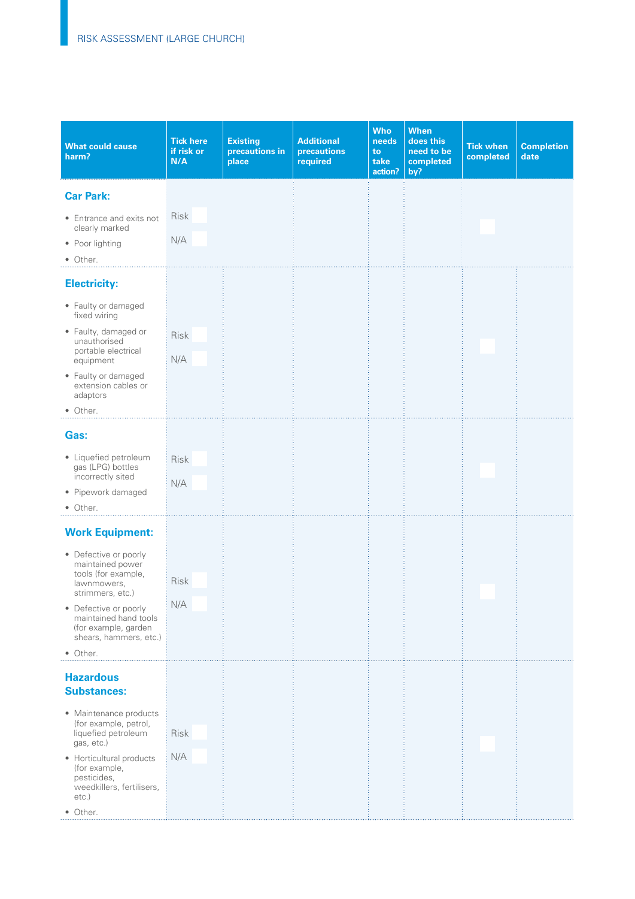# RISK ASSESSMENT (LARGE CHURCH)

| What could cause harm? | Tick here if risk or N/A | Existing precautions in place | Additional precautions required | Who needs to take action? | When does this need to be completed by? | Tick when completed | Completion date |
|---|---|---|---|---|---|---|---|
| **Car Park:**<br>• Entrance and exits not clearly marked<br>• Poor lighting<br>• Other. | Risk ☐<br>N/A ☐ | | | | | ☐ | |
| **Electricity:**<br>• Faulty or damaged fixed wiring<br>• Faulty, damaged or unauthorised portable electrical equipment<br>• Faulty or damaged extension cables or adaptors<br>• Other. | Risk ☐<br>N/A ☐ | | | | | ☐ | |
| **Gas:**<br>• Liquefied petroleum gas (LPG) bottles incorrectly sited<br>• Pipework damaged<br>• Other. | Risk ☐<br>N/A ☐ | | | | | ☐ | |
| **Work Equipment:**<br>• Defective or poorly maintained power tools (for example, lawnmowers, strimmers, etc.)<br>• Defective or poorly maintained hand tools (for example, garden shears, hammers, etc.)<br>• Other. | Risk ☐<br>N/A ☐ | | | | | ☐ | |
| **Hazardous Substances:**<br>• Maintenance products (for example, petrol, liquefied petroleum gas, etc.)<br>• Horticultural products (for example, pesticides, weedkillers, fertilisers, etc.)<br>• Other. | Risk ☐<br>N/A ☐ | | | | | ☐ | |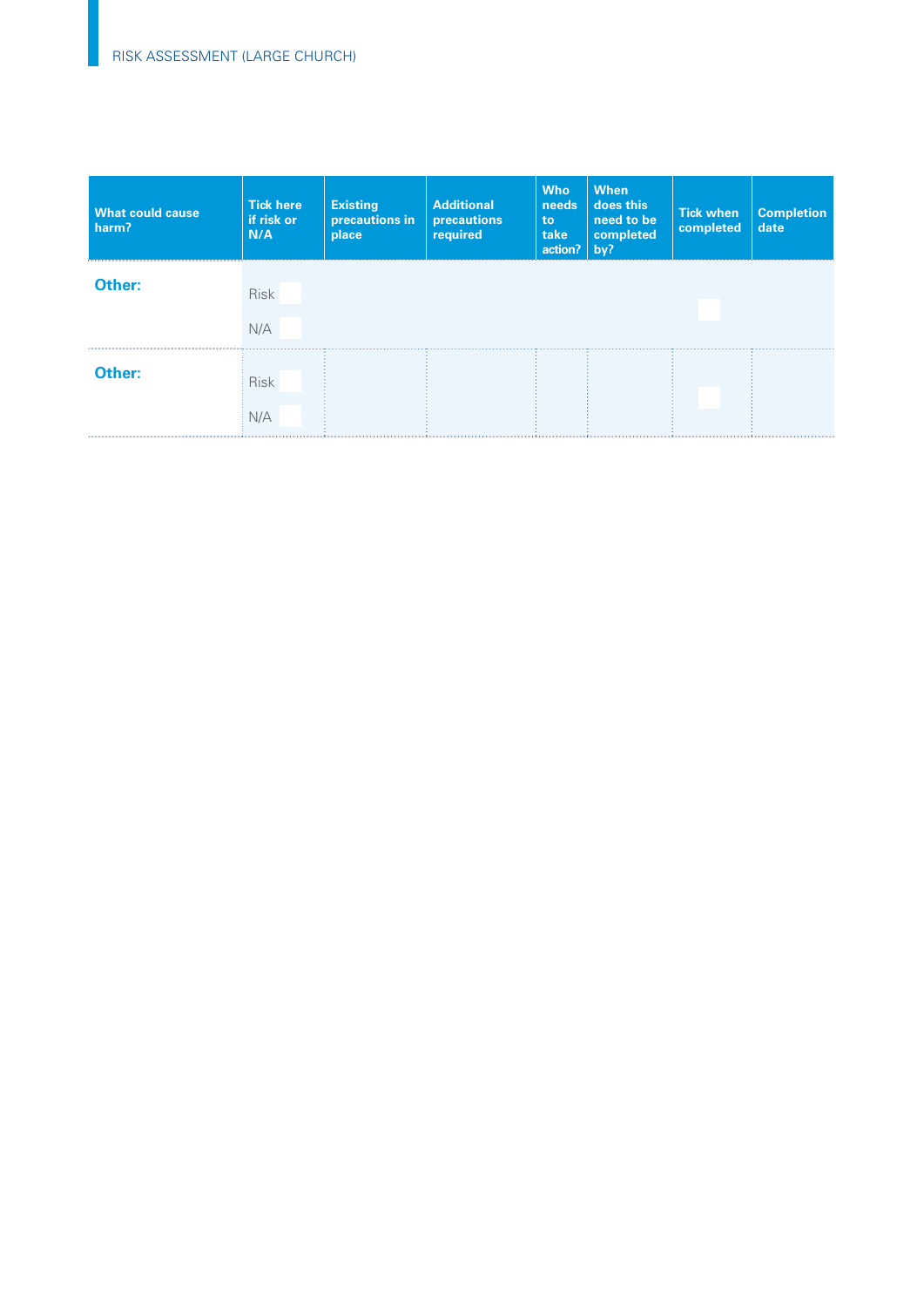| What could cause harm? | Tick here if risk or N/A | Existing precautions in place | Additional precautions required | Who needs to take action? | When does this need to be completed by? | Tick when completed | Completion date |
|---|---|---|---|---|---|---|---|
| **Other:** | Risk ☐ N/A ☐ | | | | | ☐ | |
| **Other:** | Risk ☐ N/A ☐ | | | | | ☐ | |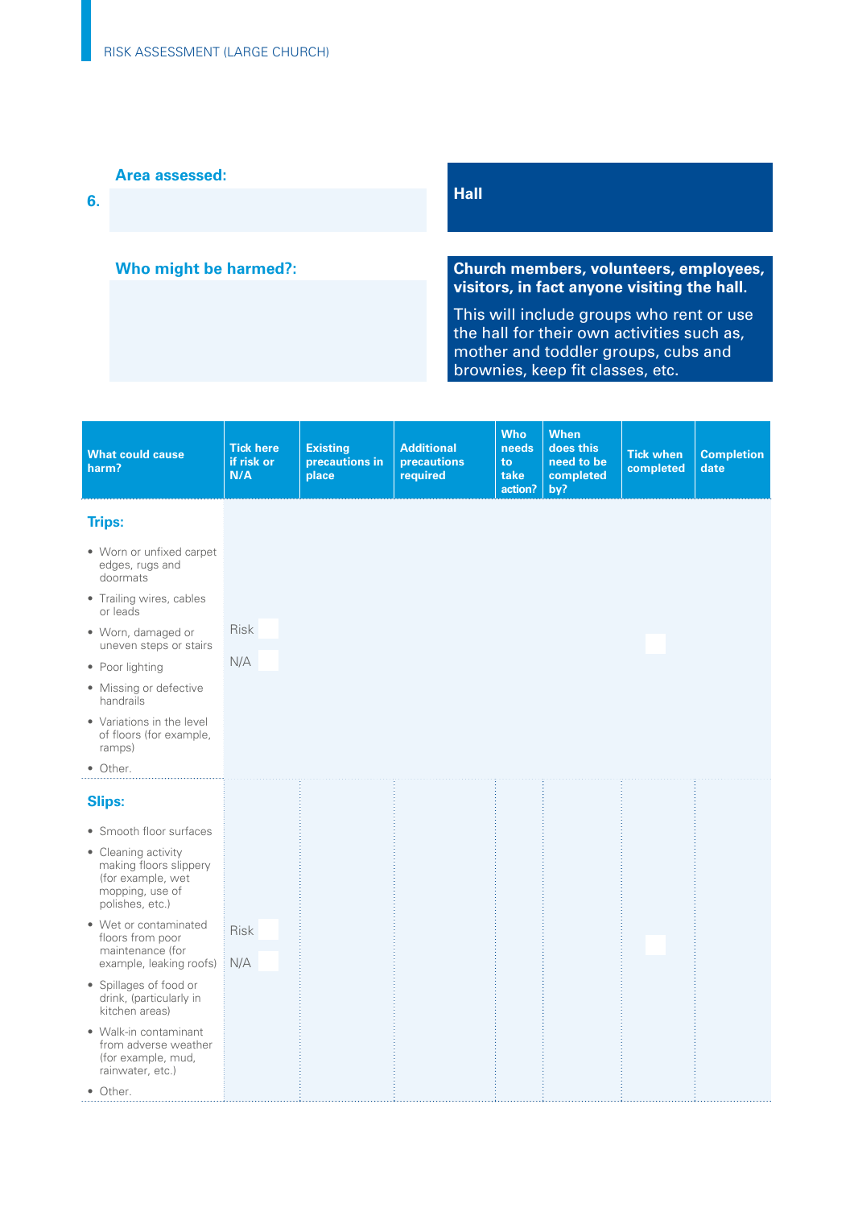**6.** **Area assessed:** Hall

**Who might be harmed?:** **Church members, volunteers, employees, visitors, in fact anyone visiting the hall.**

This will include groups who rent or use the hall for their own activities such as, mother and toddler groups, cubs and brownies, keep fit classes, etc.

| What could cause harm? | Tick here if risk or N/A | Existing precautions in place | Additional precautions required | Who needs to take action? | When does this need to be completed by? | Tick when completed | Completion date |
|---|---|---|---|---|---|---|---|
| **Trips:**<br>• Worn or unfixed carpet edges, rugs and doormats<br>• Trailing wires, cables or leads<br>• Worn, damaged or uneven steps or stairs<br>• Poor lighting<br>• Missing or defective handrails<br>• Variations in the level of floors (for example, ramps)<br>• Other. | Risk ☐<br>N/A ☐ | | | | | ☐ | |
| **Slips:**<br>• Smooth floor surfaces<br>• Cleaning activity making floors slippery (for example, wet mopping, use of polishes, etc.)<br>• Wet or contaminated floors from poor maintenance (for example, leaking roofs)<br>• Spillages of food or drink, (particularly in kitchen areas)<br>• Walk-in contaminant from adverse weather (for example, mud, rainwater, etc.)<br>• Other. | Risk ☐<br>N/A ☐ | | | | | ☐ | |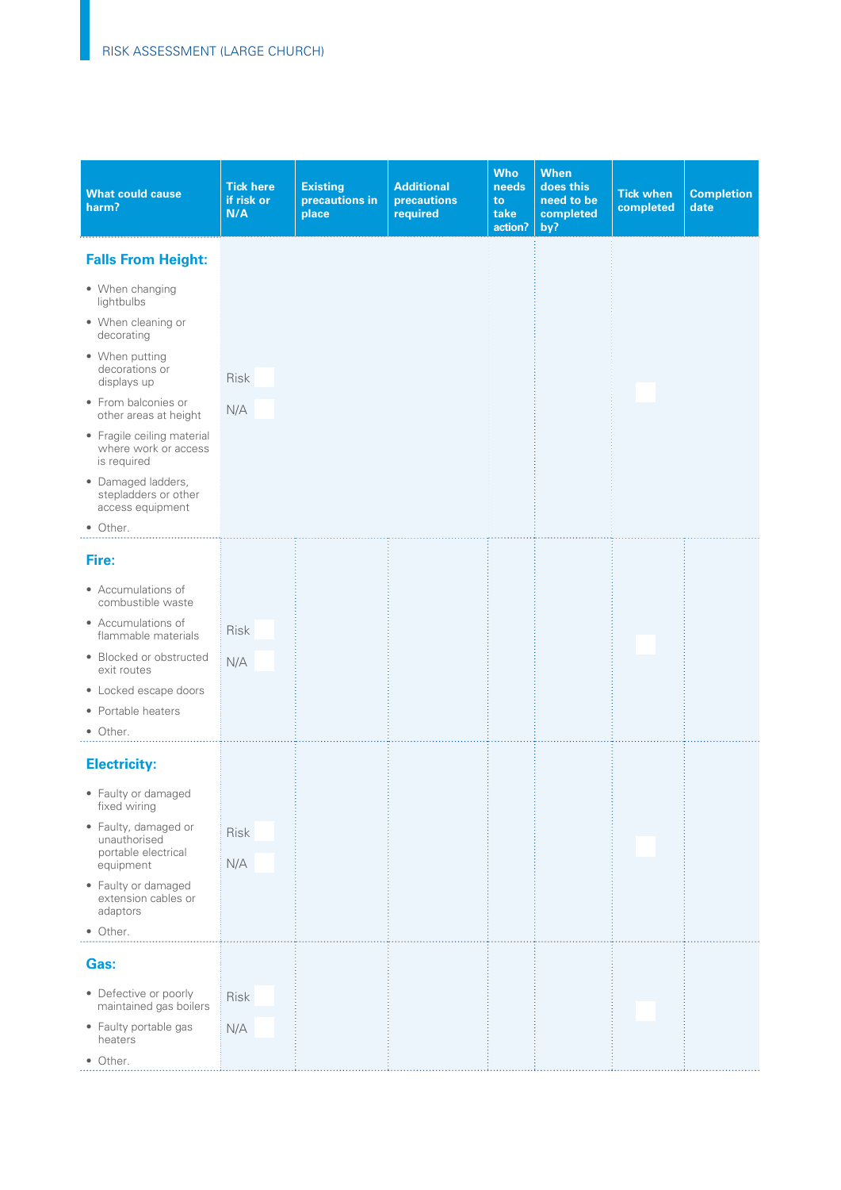| What could cause harm? | Tick here if risk or N/A | Existing precautions in place | Additional precautions required | Who needs to take action? | When does this need to be completed by? | Tick when completed | Completion date |
|---|---|---|---|---|---|---|---|
| **Falls From Height:** <br> • When changing lightbulbs <br> • When cleaning or decorating <br> • When putting decorations or displays up <br> • From balconies or other areas at height <br> • Fragile ceiling material where work or access is required <br> • Damaged ladders, stepladders or other access equipment <br> • Other. | Risk ☐ <br> N/A ☐ | | | | | ☐ | |
| **Fire:** <br> • Accumulations of combustible waste <br> • Accumulations of flammable materials <br> • Blocked or obstructed exit routes <br> • Locked escape doors <br> • Portable heaters <br> • Other. | Risk ☐ <br> N/A ☐ | | | | | ☐ | |
| **Electricity:** <br> • Faulty or damaged fixed wiring <br> • Faulty, damaged or unauthorised portable electrical equipment <br> • Faulty or damaged extension cables or adaptors <br> • Other. | Risk ☐ <br> N/A ☐ | | | | | ☐ | |
| **Gas:** <br> • Defective or poorly maintained gas boilers <br> • Faulty portable gas heaters <br> • Other. | Risk ☐ <br> N/A ☐ | | | | | ☐ | |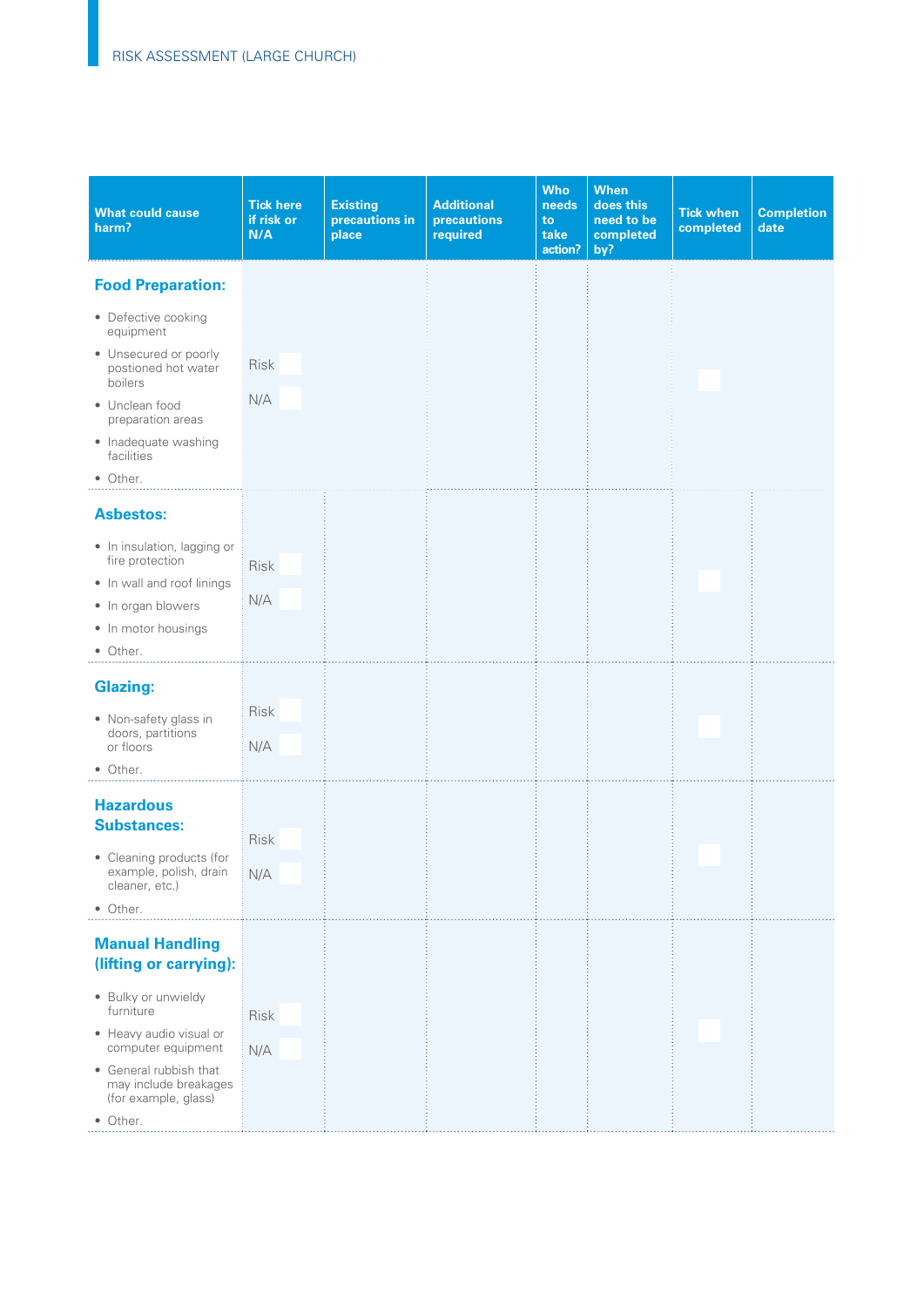| What could cause harm? | Tick here if risk or N/A | Existing precautions in place | Additional precautions required | Who needs to take action? | When does this need to be completed by? | Tick when completed | Completion date |
|---|---|---|---|---|---|---|---|
| **Food Preparation:**<br>• Defective cooking equipment<br>• Unsecured or poorly postioned hot water boilers<br>• Unclean food preparation areas<br>• Inadequate washing facilities<br>• Other. | Risk ☐<br>N/A ☐ | | | | | ☐ | |
| **Asbestos:**<br>• In insulation, lagging or fire protection<br>• In wall and roof linings<br>• In organ blowers<br>• In motor housings<br>• Other. | Risk ☐<br>N/A ☐ | | | | | ☐ | |
| **Glazing:**<br>• Non-safety glass in doors, partitions or floors<br>• Other. | Risk ☐<br>N/A ☐ | | | | | ☐ | |
| **Hazardous Substances:**<br>• Cleaning products (for example, polish, drain cleaner, etc.)<br>• Other. | Risk ☐<br>N/A ☐ | | | | | ☐ | |
| **Manual Handling (lifting or carrying):**<br>• Bulky or unwieldy furniture<br>• Heavy audio visual or computer equipment<br>• General rubbish that may include breakages (for example, glass)<br>• Other. | Risk ☐<br>N/A ☐ | | | | | ☐ | |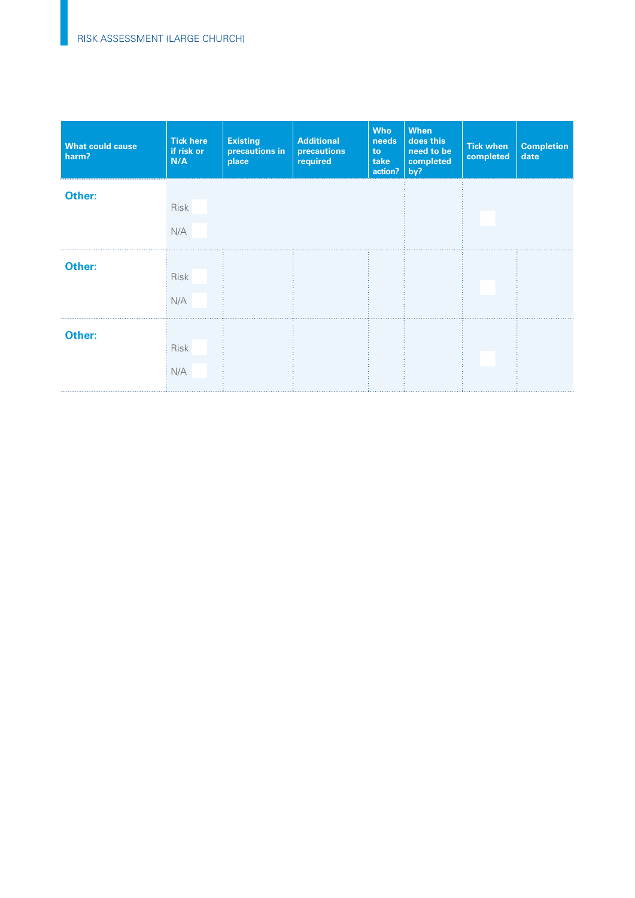| What could cause harm? | Tick here if risk or N/A | Existing precautions in place | Additional precautions required | Who needs to take action? | When does this need to be completed by? | Tick when completed | Completion date |
|---|---|---|---|---|---|---|---|
| **Other:** | Risk ☐ N/A ☐ | | | | | ☐ | |
| **Other:** | Risk ☐ N/A ☐ | | | | | ☐ | |
| **Other:** | Risk ☐ N/A ☐ | | | | | ☐ | |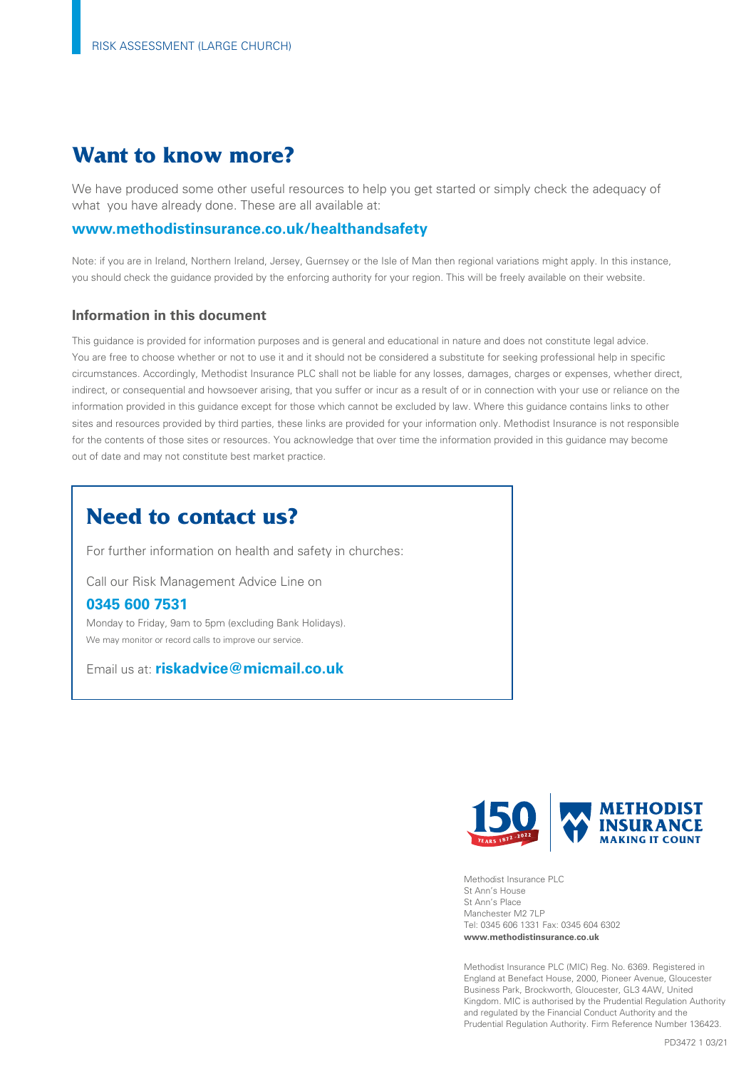## Want to know more?

We have produced some other useful resources to help you get started or simply check the adequacy of what you have already done. These are all available at:

**www.methodistinsurance.co.uk/healthandsafety**

Note: if you are in Ireland, Northern Ireland, Jersey, Guernsey or the Isle of Man then regional variations might apply. In this instance, you should check the guidance provided by the enforcing authority for your region. This will be freely available on their website.

### Information in this document

This guidance is provided for information purposes and is general and educational in nature and does not constitute legal advice. You are free to choose whether or not to use it and it should not be considered a substitute for seeking professional help in specific circumstances. Accordingly, Methodist Insurance PLC shall not be liable for any losses, damages, charges or expenses, whether direct, indirect, or consequential and howsoever arising, that you suffer or incur as a result of or in connection with your use or reliance on the information provided in this guidance except for those which cannot be excluded by law. Where this guidance contains links to other sites and resources provided by third parties, these links are provided for your information only. Methodist Insurance is not responsible for the contents of those sites or resources. You acknowledge that over time the information provided in this guidance may become out of date and may not constitute best market practice.

## Need to contact us?

For further information on health and safety in churches:

Call our Risk Management Advice Line on

**0345 600 7531**

Monday to Friday, 9am to 5pm (excluding Bank Holidays).
We may monitor or record calls to improve our service.

Email us at: **riskadvice@micmail.co.uk**

150 YEARS 1872 - 2022

METHODIST INSURANCE
MAKING IT COUNT

Methodist Insurance PLC
St Ann's House
St Ann's Place
Manchester M2 7LP
Tel: 0345 606 1331 Fax: 0345 604 6302
**www.methodistinsurance.co.uk**

Methodist Insurance PLC (MIC) Reg. No. 6369. Registered in England at Benefact House, 2000, Pioneer Avenue, Gloucester Business Park, Brockworth, Gloucester, GL3 4AW, United Kingdom. MIC is authorised by the Prudential Regulation Authority and regulated by the Financial Conduct Authority and the Prudential Regulation Authority. Firm Reference Number 136423.

PD3472 1 03/21